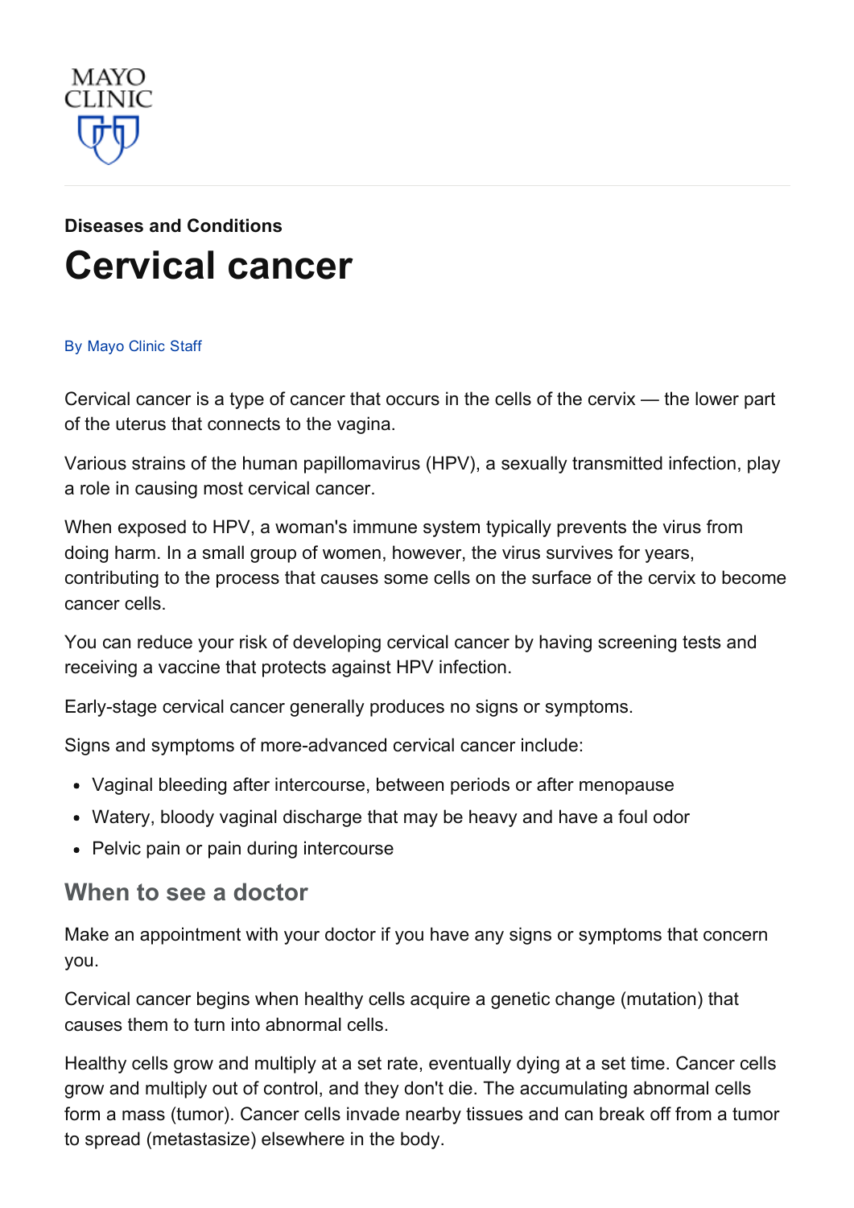MAYO CLINIC

**Diseases and Conditions**

# Cervical cancer

By Mayo Clinic Staff

Cervical cancer is a type of cancer that occurs in the cells of the cervix — the lower part of the uterus that connects to the vagina.

Various strains of the human papillomavirus (HPV), a sexually transmitted infection, play a role in causing most cervical cancer.

When exposed to HPV, a woman's immune system typically prevents the virus from doing harm. In a small group of women, however, the virus survives for years, contributing to the process that causes some cells on the surface of the cervix to become cancer cells.

You can reduce your risk of developing cervical cancer by having screening tests and receiving a vaccine that protects against HPV infection.

Early-stage cervical cancer generally produces no signs or symptoms.

Signs and symptoms of more-advanced cervical cancer include:

- Vaginal bleeding after intercourse, between periods or after menopause
- Watery, bloody vaginal discharge that may be heavy and have a foul odor
- Pelvic pain or pain during intercourse

## When to see a doctor

Make an appointment with your doctor if you have any signs or symptoms that concern you.

Cervical cancer begins when healthy cells acquire a genetic change (mutation) that causes them to turn into abnormal cells.

Healthy cells grow and multiply at a set rate, eventually dying at a set time. Cancer cells grow and multiply out of control, and they don't die. The accumulating abnormal cells form a mass (tumor). Cancer cells invade nearby tissues and can break off from a tumor to spread (metastasize) elsewhere in the body.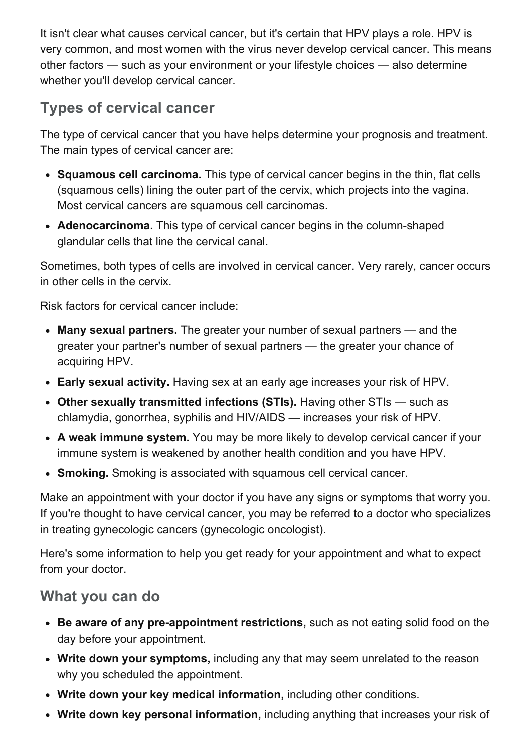It isn't clear what causes cervical cancer, but it's certain that HPV plays a role. HPV is very common, and most women with the virus never develop cervical cancer. This means other factors — such as your environment or your lifestyle choices — also determine whether you'll develop cervical cancer.

## Types of cervical cancer

The type of cervical cancer that you have helps determine your prognosis and treatment. The main types of cervical cancer are:

- **Squamous cell carcinoma.** This type of cervical cancer begins in the thin, flat cells (squamous cells) lining the outer part of the cervix, which projects into the vagina. Most cervical cancers are squamous cell carcinomas.
- **Adenocarcinoma.** This type of cervical cancer begins in the column-shaped glandular cells that line the cervical canal.

Sometimes, both types of cells are involved in cervical cancer. Very rarely, cancer occurs in other cells in the cervix.

Risk factors for cervical cancer include:

- **Many sexual partners.** The greater your number of sexual partners — and the greater your partner's number of sexual partners — the greater your chance of acquiring HPV.
- **Early sexual activity.** Having sex at an early age increases your risk of HPV.
- **Other sexually transmitted infections (STIs).** Having other STIs — such as chlamydia, gonorrhea, syphilis and HIV/AIDS — increases your risk of HPV.
- **A weak immune system.** You may be more likely to develop cervical cancer if your immune system is weakened by another health condition and you have HPV.
- **Smoking.** Smoking is associated with squamous cell cervical cancer.

Make an appointment with your doctor if you have any signs or symptoms that worry you. If you're thought to have cervical cancer, you may be referred to a doctor who specializes in treating gynecologic cancers (gynecologic oncologist).

Here's some information to help you get ready for your appointment and what to expect from your doctor.

## What you can do

- **Be aware of any pre-appointment restrictions,** such as not eating solid food on the day before your appointment.
- **Write down your symptoms,** including any that may seem unrelated to the reason why you scheduled the appointment.
- **Write down your key medical information,** including other conditions.
- **Write down key personal information,** including anything that increases your risk of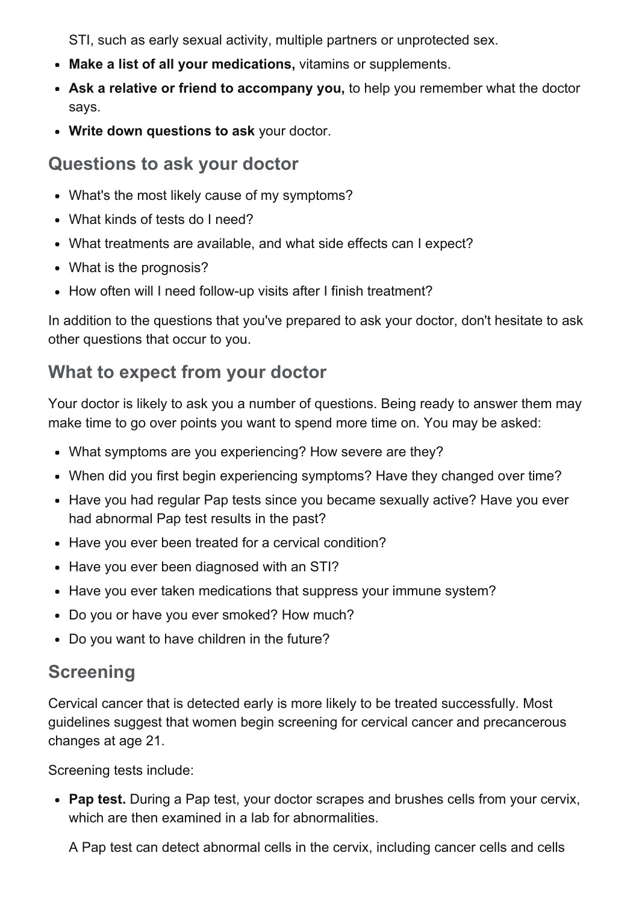STI, such as early sexual activity, multiple partners or unprotected sex.

- **Make a list of all your medications,** vitamins or supplements.
- **Ask a relative or friend to accompany you,** to help you remember what the doctor says.
- **Write down questions to ask** your doctor.

## Questions to ask your doctor

- What's the most likely cause of my symptoms?
- What kinds of tests do I need?
- What treatments are available, and what side effects can I expect?
- What is the prognosis?
- How often will I need follow-up visits after I finish treatment?

In addition to the questions that you've prepared to ask your doctor, don't hesitate to ask other questions that occur to you.

## What to expect from your doctor

Your doctor is likely to ask you a number of questions. Being ready to answer them may make time to go over points you want to spend more time on. You may be asked:

- What symptoms are you experiencing? How severe are they?
- When did you first begin experiencing symptoms? Have they changed over time?
- Have you had regular Pap tests since you became sexually active? Have you ever had abnormal Pap test results in the past?
- Have you ever been treated for a cervical condition?
- Have you ever been diagnosed with an STI?
- Have you ever taken medications that suppress your immune system?
- Do you or have you ever smoked? How much?
- Do you want to have children in the future?

## Screening

Cervical cancer that is detected early is more likely to be treated successfully. Most guidelines suggest that women begin screening for cervical cancer and precancerous changes at age 21.

Screening tests include:

- **Pap test.** During a Pap test, your doctor scrapes and brushes cells from your cervix, which are then examined in a lab for abnormalities.

  A Pap test can detect abnormal cells in the cervix, including cancer cells and cells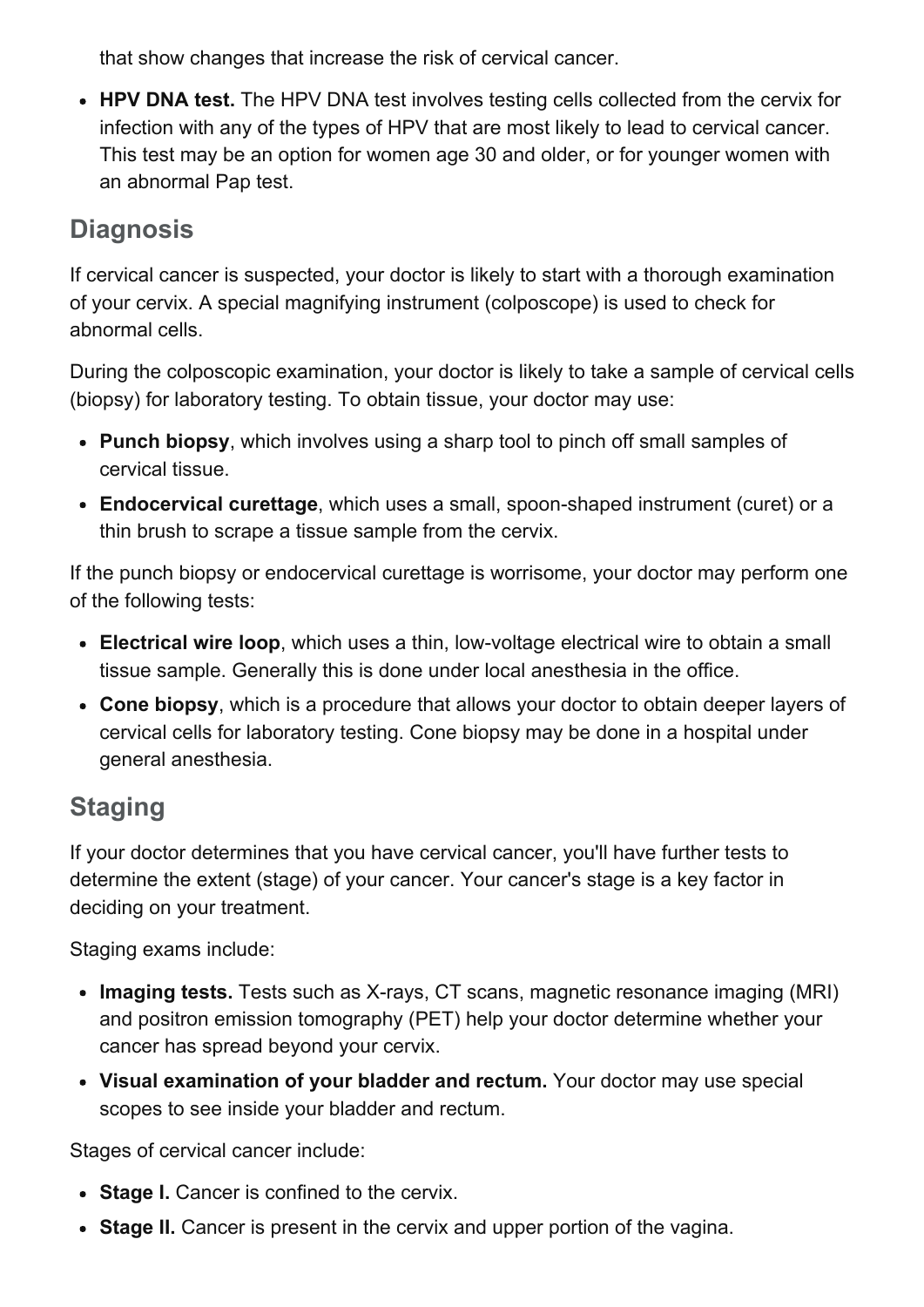that show changes that increase the risk of cervical cancer.

- **HPV DNA test.** The HPV DNA test involves testing cells collected from the cervix for infection with any of the types of HPV that are most likely to lead to cervical cancer. This test may be an option for women age 30 and older, or for younger women with an abnormal Pap test.

## Diagnosis

If cervical cancer is suspected, your doctor is likely to start with a thorough examination of your cervix. A special magnifying instrument (colposcope) is used to check for abnormal cells.

During the colposcopic examination, your doctor is likely to take a sample of cervical cells (biopsy) for laboratory testing. To obtain tissue, your doctor may use:

- **Punch biopsy**, which involves using a sharp tool to pinch off small samples of cervical tissue.
- **Endocervical curettage**, which uses a small, spoon-shaped instrument (curet) or a thin brush to scrape a tissue sample from the cervix.

If the punch biopsy or endocervical curettage is worrisome, your doctor may perform one of the following tests:

- **Electrical wire loop**, which uses a thin, low-voltage electrical wire to obtain a small tissue sample. Generally this is done under local anesthesia in the office.
- **Cone biopsy**, which is a procedure that allows your doctor to obtain deeper layers of cervical cells for laboratory testing. Cone biopsy may be done in a hospital under general anesthesia.

## Staging

If your doctor determines that you have cervical cancer, you'll have further tests to determine the extent (stage) of your cancer. Your cancer's stage is a key factor in deciding on your treatment.

Staging exams include:

- **Imaging tests.** Tests such as X-rays, CT scans, magnetic resonance imaging (MRI) and positron emission tomography (PET) help your doctor determine whether your cancer has spread beyond your cervix.
- **Visual examination of your bladder and rectum.** Your doctor may use special scopes to see inside your bladder and rectum.

Stages of cervical cancer include:

- **Stage I.** Cancer is confined to the cervix.
- **Stage II.** Cancer is present in the cervix and upper portion of the vagina.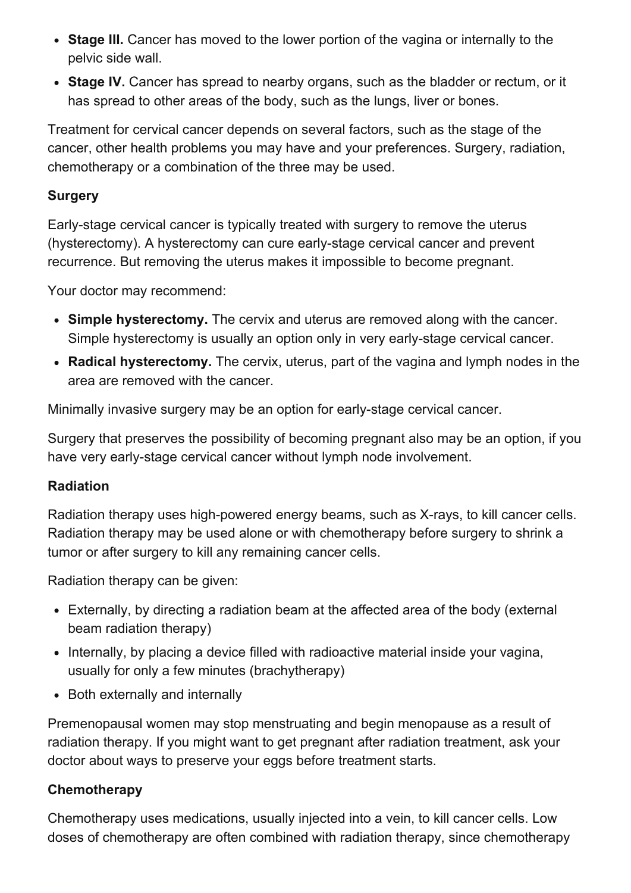- **Stage III.** Cancer has moved to the lower portion of the vagina or internally to the pelvic side wall.
- **Stage IV.** Cancer has spread to nearby organs, such as the bladder or rectum, or it has spread to other areas of the body, such as the lungs, liver or bones.

Treatment for cervical cancer depends on several factors, such as the stage of the cancer, other health problems you may have and your preferences. Surgery, radiation, chemotherapy or a combination of the three may be used.

**Surgery**

Early-stage cervical cancer is typically treated with surgery to remove the uterus (hysterectomy). A hysterectomy can cure early-stage cervical cancer and prevent recurrence. But removing the uterus makes it impossible to become pregnant.

Your doctor may recommend:

- **Simple hysterectomy.** The cervix and uterus are removed along with the cancer. Simple hysterectomy is usually an option only in very early-stage cervical cancer.
- **Radical hysterectomy.** The cervix, uterus, part of the vagina and lymph nodes in the area are removed with the cancer.

Minimally invasive surgery may be an option for early-stage cervical cancer.

Surgery that preserves the possibility of becoming pregnant also may be an option, if you have very early-stage cervical cancer without lymph node involvement.

**Radiation**

Radiation therapy uses high-powered energy beams, such as X-rays, to kill cancer cells. Radiation therapy may be used alone or with chemotherapy before surgery to shrink a tumor or after surgery to kill any remaining cancer cells.

Radiation therapy can be given:

- Externally, by directing a radiation beam at the affected area of the body (external beam radiation therapy)
- Internally, by placing a device filled with radioactive material inside your vagina, usually for only a few minutes (brachytherapy)
- Both externally and internally

Premenopausal women may stop menstruating and begin menopause as a result of radiation therapy. If you might want to get pregnant after radiation treatment, ask your doctor about ways to preserve your eggs before treatment starts.

**Chemotherapy**

Chemotherapy uses medications, usually injected into a vein, to kill cancer cells. Low doses of chemotherapy are often combined with radiation therapy, since chemotherapy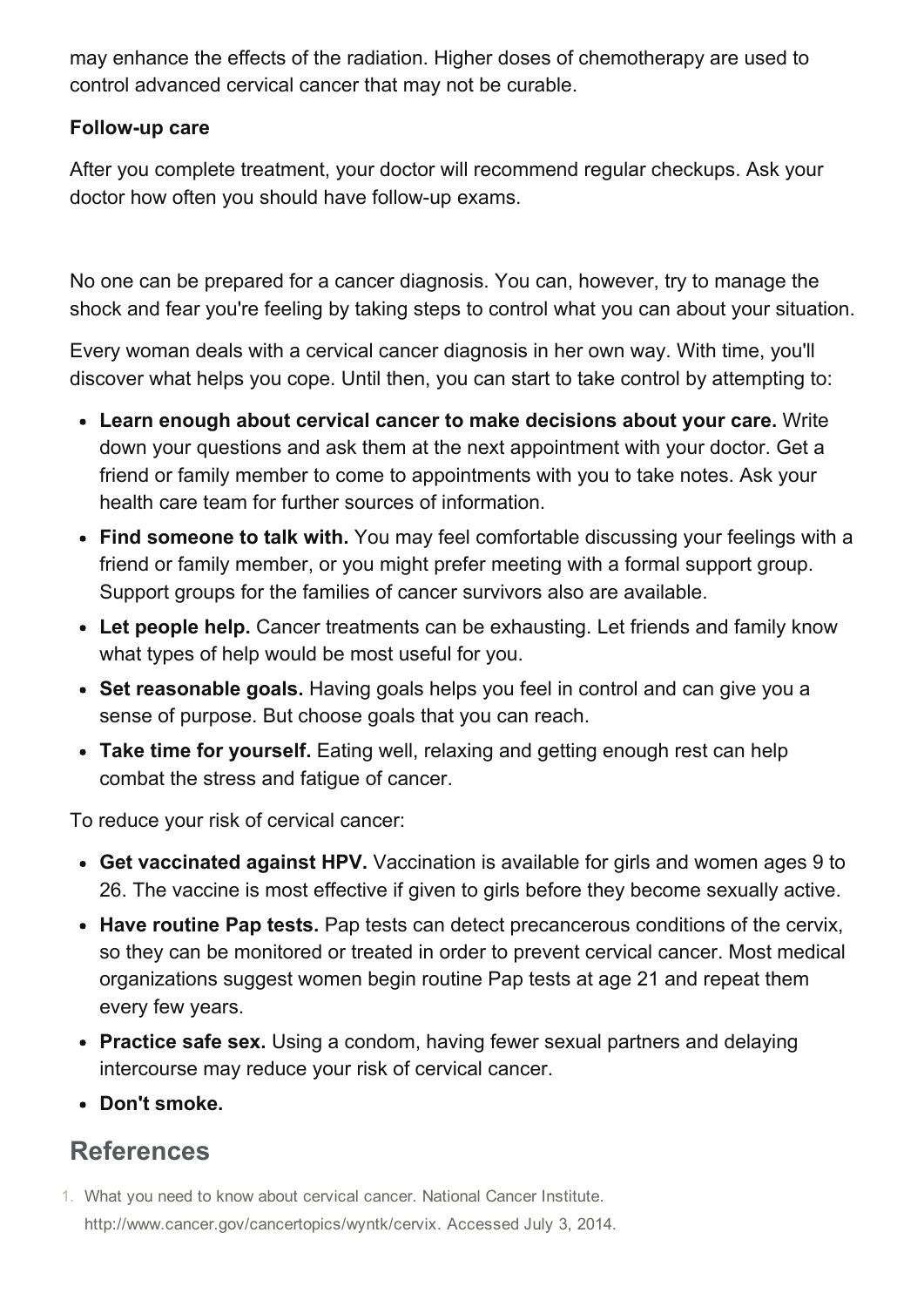may enhance the effects of the radiation. Higher doses of chemotherapy are used to control advanced cervical cancer that may not be curable.

**Follow-up care**

After you complete treatment, your doctor will recommend regular checkups. Ask your doctor how often you should have follow-up exams.

No one can be prepared for a cancer diagnosis. You can, however, try to manage the shock and fear you're feeling by taking steps to control what you can about your situation.

Every woman deals with a cervical cancer diagnosis in her own way. With time, you'll discover what helps you cope. Until then, you can start to take control by attempting to:

- **Learn enough about cervical cancer to make decisions about your care.** Write down your questions and ask them at the next appointment with your doctor. Get a friend or family member to come to appointments with you to take notes. Ask your health care team for further sources of information.
- **Find someone to talk with.** You may feel comfortable discussing your feelings with a friend or family member, or you might prefer meeting with a formal support group. Support groups for the families of cancer survivors also are available.
- **Let people help.** Cancer treatments can be exhausting. Let friends and family know what types of help would be most useful for you.
- **Set reasonable goals.** Having goals helps you feel in control and can give you a sense of purpose. But choose goals that you can reach.
- **Take time for yourself.** Eating well, relaxing and getting enough rest can help combat the stress and fatigue of cancer.

To reduce your risk of cervical cancer:

- **Get vaccinated against HPV.** Vaccination is available for girls and women ages 9 to 26. The vaccine is most effective if given to girls before they become sexually active.
- **Have routine Pap tests.** Pap tests can detect precancerous conditions of the cervix, so they can be monitored or treated in order to prevent cervical cancer. Most medical organizations suggest women begin routine Pap tests at age 21 and repeat them every few years.
- **Practice safe sex.** Using a condom, having fewer sexual partners and delaying intercourse may reduce your risk of cervical cancer.
- **Don't smoke.**

## References

1. What you need to know about cervical cancer. National Cancer Institute. http://www.cancer.gov/cancertopics/wyntk/cervix. Accessed July 3, 2014.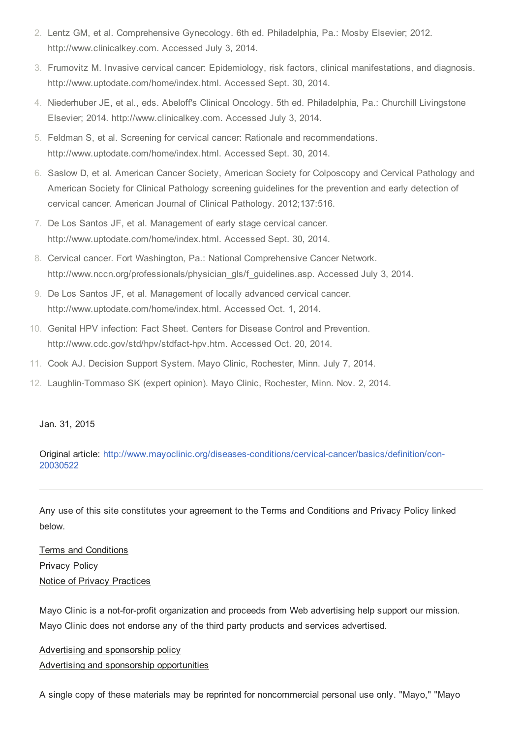2. Lentz GM, et al. Comprehensive Gynecology. 6th ed. Philadelphia, Pa.: Mosby Elsevier; 2012. http://www.clinicalkey.com. Accessed July 3, 2014.
3. Frumovitz M. Invasive cervical cancer: Epidemiology, risk factors, clinical manifestations, and diagnosis. http://www.uptodate.com/home/index.html. Accessed Sept. 30, 2014.
4. Niederhuber JE, et al., eds. Abeloff's Clinical Oncology. 5th ed. Philadelphia, Pa.: Churchill Livingstone Elsevier; 2014. http://www.clinicalkey.com. Accessed July 3, 2014.
5. Feldman S, et al. Screening for cervical cancer: Rationale and recommendations. http://www.uptodate.com/home/index.html. Accessed Sept. 30, 2014.
6. Saslow D, et al. American Cancer Society, American Society for Colposcopy and Cervical Pathology and American Society for Clinical Pathology screening guidelines for the prevention and early detection of cervical cancer. American Journal of Clinical Pathology. 2012;137:516.
7. De Los Santos JF, et al. Management of early stage cervical cancer. http://www.uptodate.com/home/index.html. Accessed Sept. 30, 2014.
8. Cervical cancer. Fort Washington, Pa.: National Comprehensive Cancer Network. http://www.nccn.org/professionals/physician_gls/f_guidelines.asp. Accessed July 3, 2014.
9. De Los Santos JF, et al. Management of locally advanced cervical cancer. http://www.uptodate.com/home/index.html. Accessed Oct. 1, 2014.
10. Genital HPV infection: Fact Sheet. Centers for Disease Control and Prevention. http://www.cdc.gov/std/hpv/stdfact-hpv.htm. Accessed Oct. 20, 2014.
11. Cook AJ. Decision Support System. Mayo Clinic, Rochester, Minn. July 7, 2014.
12. Laughlin-Tommaso SK (expert opinion). Mayo Clinic, Rochester, Minn. Nov. 2, 2014.

Jan. 31, 2015

Original article: http://www.mayoclinic.org/diseases-conditions/cervical-cancer/basics/definition/con-20030522

---

Any use of this site constitutes your agreement to the Terms and Conditions and Privacy Policy linked below.

Terms and Conditions
Privacy Policy
Notice of Privacy Practices

Mayo Clinic is a not-for-profit organization and proceeds from Web advertising help support our mission. Mayo Clinic does not endorse any of the third party products and services advertised.

Advertising and sponsorship policy
Advertising and sponsorship opportunities

A single copy of these materials may be reprinted for noncommercial personal use only. "Mayo," "Mayo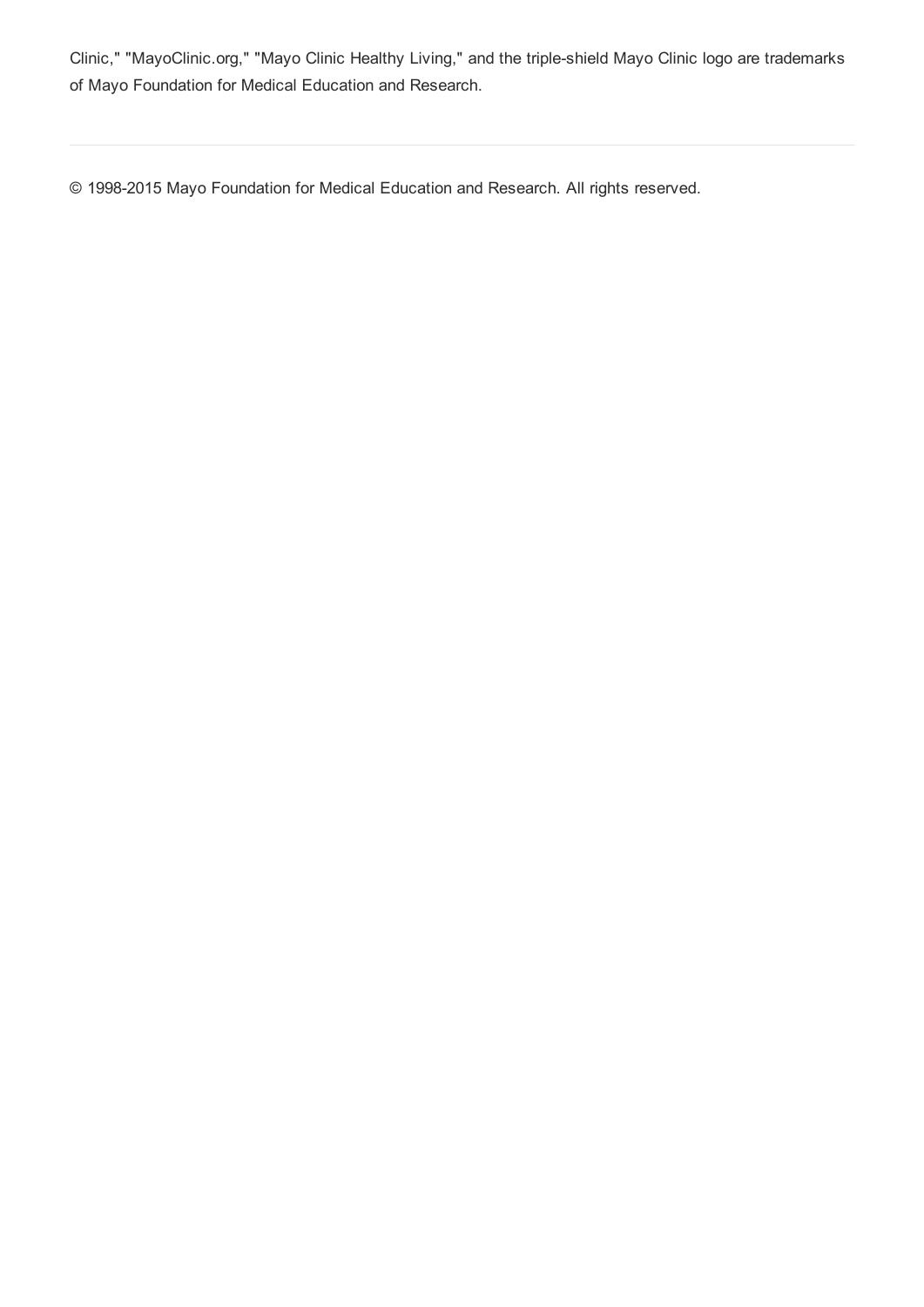Clinic," "MayoClinic.org," "Mayo Clinic Healthy Living," and the triple-shield Mayo Clinic logo are trademarks of Mayo Foundation for Medical Education and Research.

---

© 1998-2015 Mayo Foundation for Medical Education and Research. All rights reserved.